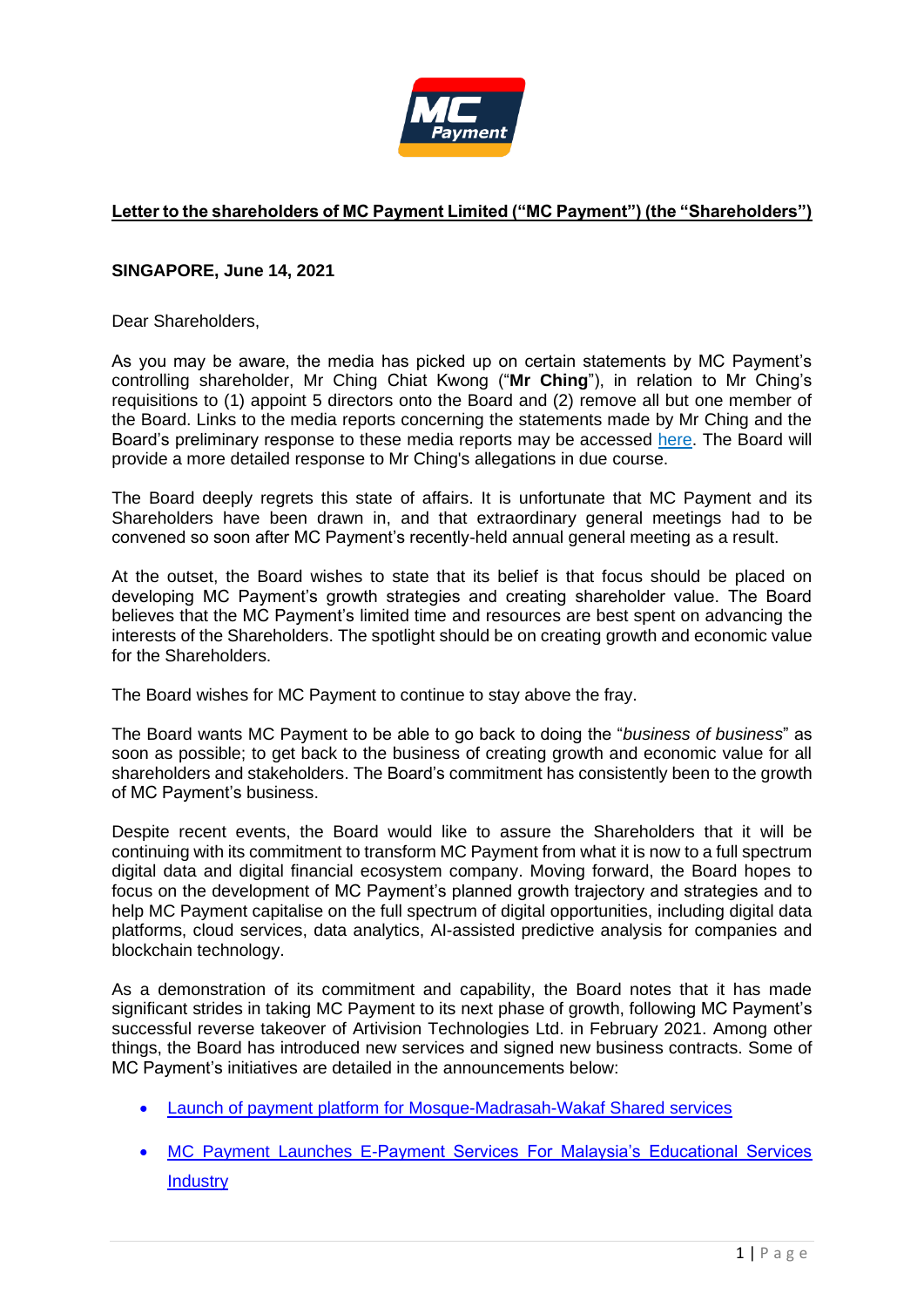**Letter to the shareholders of MC Payment Limited ("MC Payment") (the "Shareholders")**

**SINGAPORE, June 14, 2021**

Dear Shareholders,

As you may be aware, the media has picked up on certain statements by MC Payment's controlling shareholder, Mr Ching Chiat Kwong ("**Mr Ching**"), in relation to Mr Ching's requisitions to (1) appoint 5 directors onto the Board and (2) remove all but one member of the Board. Links to the media reports concerning the statements made by Mr Ching and the Board's preliminary response to these media reports may be accessed here. The Board will provide a more detailed response to Mr Ching's allegations in due course.

The Board deeply regrets this state of affairs. It is unfortunate that MC Payment and its Shareholders have been drawn in, and that extraordinary general meetings had to be convened so soon after MC Payment's recently-held annual general meeting as a result.

At the outset, the Board wishes to state that its belief is that focus should be placed on developing MC Payment's growth strategies and creating shareholder value. The Board believes that the MC Payment's limited time and resources are best spent on advancing the interests of the Shareholders. The spotlight should be on creating growth and economic value for the Shareholders.

The Board wishes for MC Payment to continue to stay above the fray.

The Board wants MC Payment to be able to go back to doing the "*business of business*" as soon as possible; to get back to the business of creating growth and economic value for all shareholders and stakeholders. The Board's commitment has consistently been to the growth of MC Payment's business.

Despite recent events, the Board would like to assure the Shareholders that it will be continuing with its commitment to transform MC Payment from what it is now to a full spectrum digital data and digital financial ecosystem company. Moving forward, the Board hopes to focus on the development of MC Payment's planned growth trajectory and strategies and to help MC Payment capitalise on the full spectrum of digital opportunities, including digital data platforms, cloud services, data analytics, AI-assisted predictive analysis for companies and blockchain technology.

As a demonstration of its commitment and capability, the Board notes that it has made significant strides in taking MC Payment to its next phase of growth, following MC Payment's successful reverse takeover of Artivision Technologies Ltd. in February 2021. Among other things, the Board has introduced new services and signed new business contracts. Some of MC Payment's initiatives are detailed in the announcements below:

- Launch of payment platform for Mosque-Madrasah-Wakaf Shared services
- MC Payment Launches E-Payment Services For Malaysia's Educational Services Industry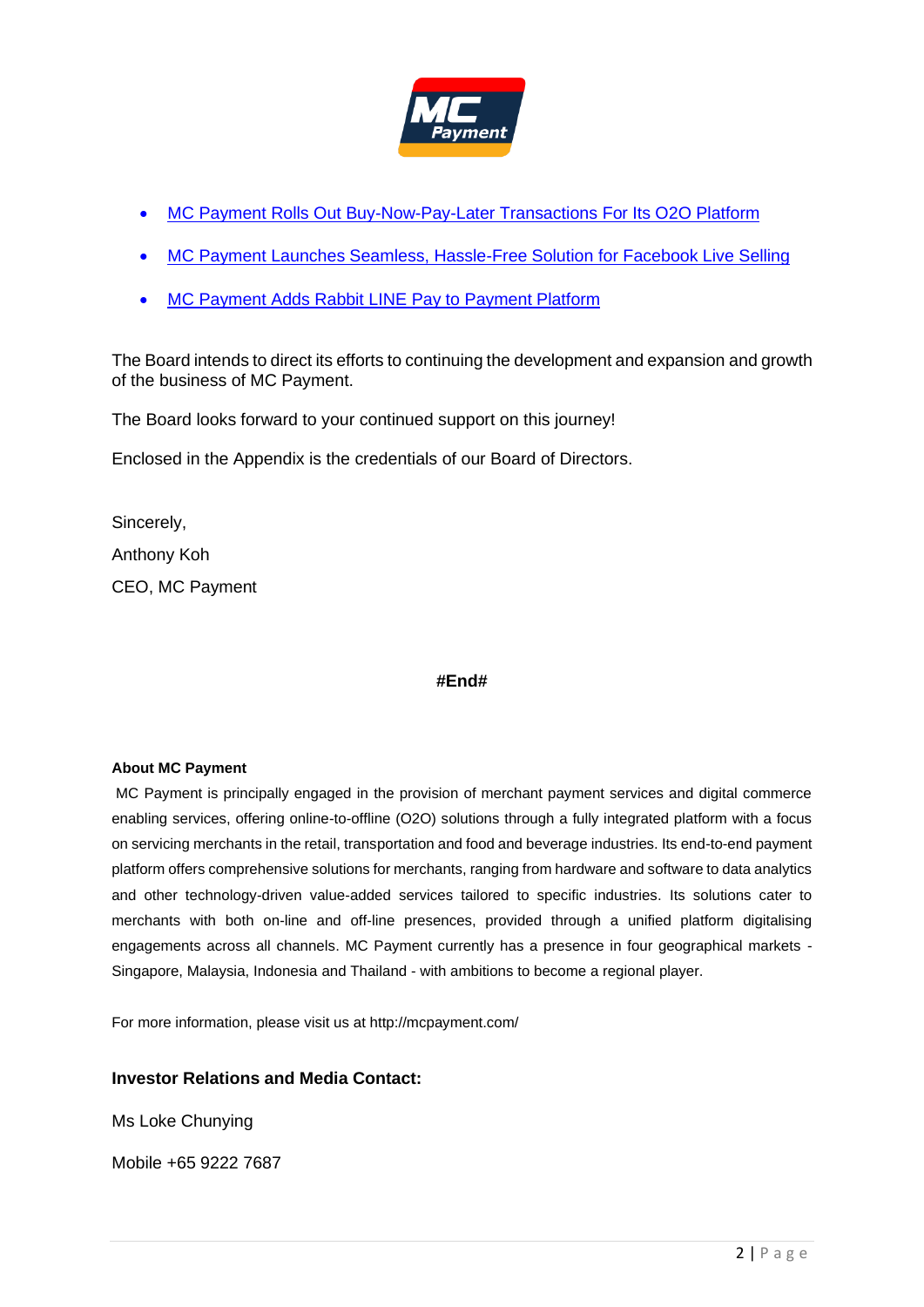- MC Payment Rolls Out Buy-Now-Pay-Later Transactions For Its O2O Platform
- MC Payment Launches Seamless, Hassle-Free Solution for Facebook Live Selling
- MC Payment Adds Rabbit LINE Pay to Payment Platform

The Board intends to direct its efforts to continuing the development and expansion and growth of the business of MC Payment.

The Board looks forward to your continued support on this journey!

Enclosed in the Appendix is the credentials of our Board of Directors.

Sincerely,

Anthony Koh

CEO, MC Payment

**#End#**

**About MC Payment**

MC Payment is principally engaged in the provision of merchant payment services and digital commerce enabling services, offering online-to-offline (O2O) solutions through a fully integrated platform with a focus on servicing merchants in the retail, transportation and food and beverage industries. Its end-to-end payment platform offers comprehensive solutions for merchants, ranging from hardware and software to data analytics and other technology-driven value-added services tailored to specific industries. Its solutions cater to merchants with both on-line and off-line presences, provided through a unified platform digitalising engagements across all channels. MC Payment currently has a presence in four geographical markets - Singapore, Malaysia, Indonesia and Thailand - with ambitions to become a regional player.

For more information, please visit us at http://mcpayment.com/

**Investor Relations and Media Contact:**

Ms Loke Chunying

Mobile +65 9222 7687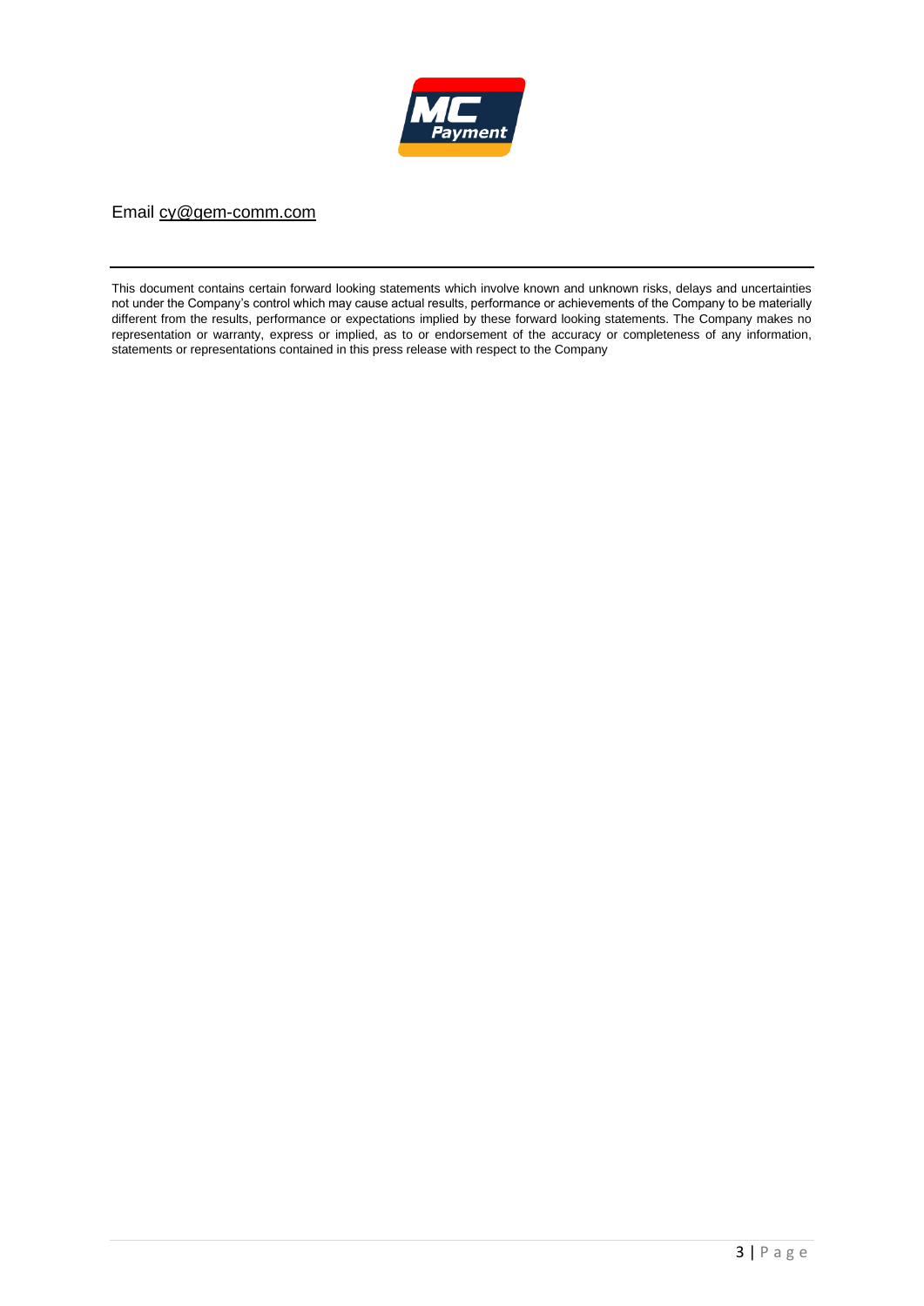Email cy@gem-comm.com

---

This document contains certain forward looking statements which involve known and unknown risks, delays and uncertainties not under the Company's control which may cause actual results, performance or achievements of the Company to be materially different from the results, performance or expectations implied by these forward looking statements. The Company makes no representation or warranty, express or implied, as to or endorsement of the accuracy or completeness of any information, statements or representations contained in this press release with respect to the Company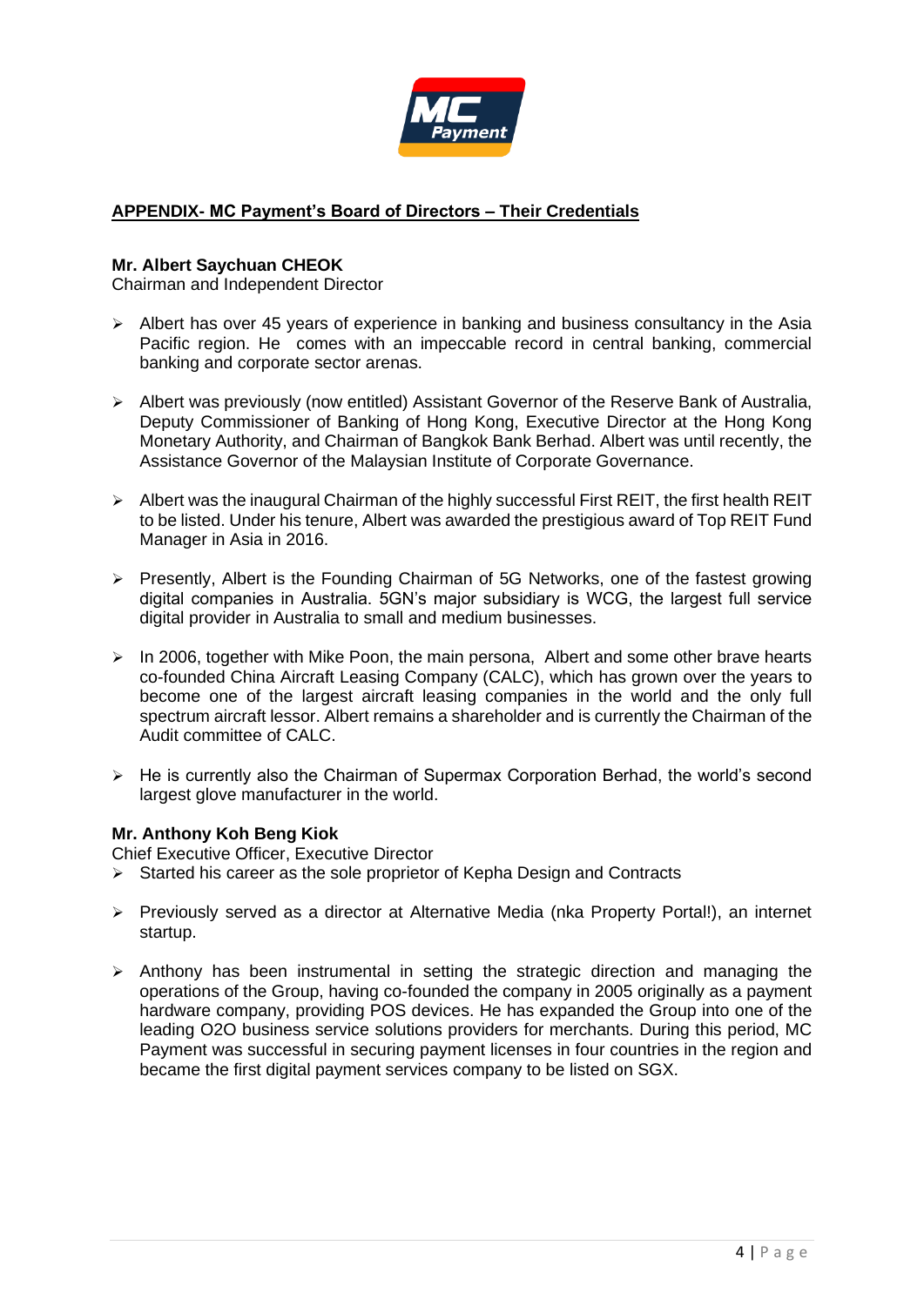## APPENDIX- MC Payment's Board of Directors – Their Credentials

**Mr. Albert Saychuan CHEOK**
Chairman and Independent Director

- Albert has over 45 years of experience in banking and business consultancy in the Asia Pacific region. He comes with an impeccable record in central banking, commercial banking and corporate sector arenas.
- Albert was previously (now entitled) Assistant Governor of the Reserve Bank of Australia, Deputy Commissioner of Banking of Hong Kong, Executive Director at the Hong Kong Monetary Authority, and Chairman of Bangkok Bank Berhad. Albert was until recently, the Assistance Governor of the Malaysian Institute of Corporate Governance.
- Albert was the inaugural Chairman of the highly successful First REIT, the first health REIT to be listed. Under his tenure, Albert was awarded the prestigious award of Top REIT Fund Manager in Asia in 2016.
- Presently, Albert is the Founding Chairman of 5G Networks, one of the fastest growing digital companies in Australia. 5GN's major subsidiary is WCG, the largest full service digital provider in Australia to small and medium businesses.
- In 2006, together with Mike Poon, the main persona, Albert and some other brave hearts co-founded China Aircraft Leasing Company (CALC), which has grown over the years to become one of the largest aircraft leasing companies in the world and the only full spectrum aircraft lessor. Albert remains a shareholder and is currently the Chairman of the Audit committee of CALC.
- He is currently also the Chairman of Supermax Corporation Berhad, the world's second largest glove manufacturer in the world.

**Mr. Anthony Koh Beng Kiok**
Chief Executive Officer, Executive Director

- Started his career as the sole proprietor of Kepha Design and Contracts
- Previously served as a director at Alternative Media (nka Property Portal!), an internet startup.
- Anthony has been instrumental in setting the strategic direction and managing the operations of the Group, having co-founded the company in 2005 originally as a payment hardware company, providing POS devices. He has expanded the Group into one of the leading O2O business service solutions providers for merchants. During this period, MC Payment was successful in securing payment licenses in four countries in the region and became the first digital payment services company to be listed on SGX.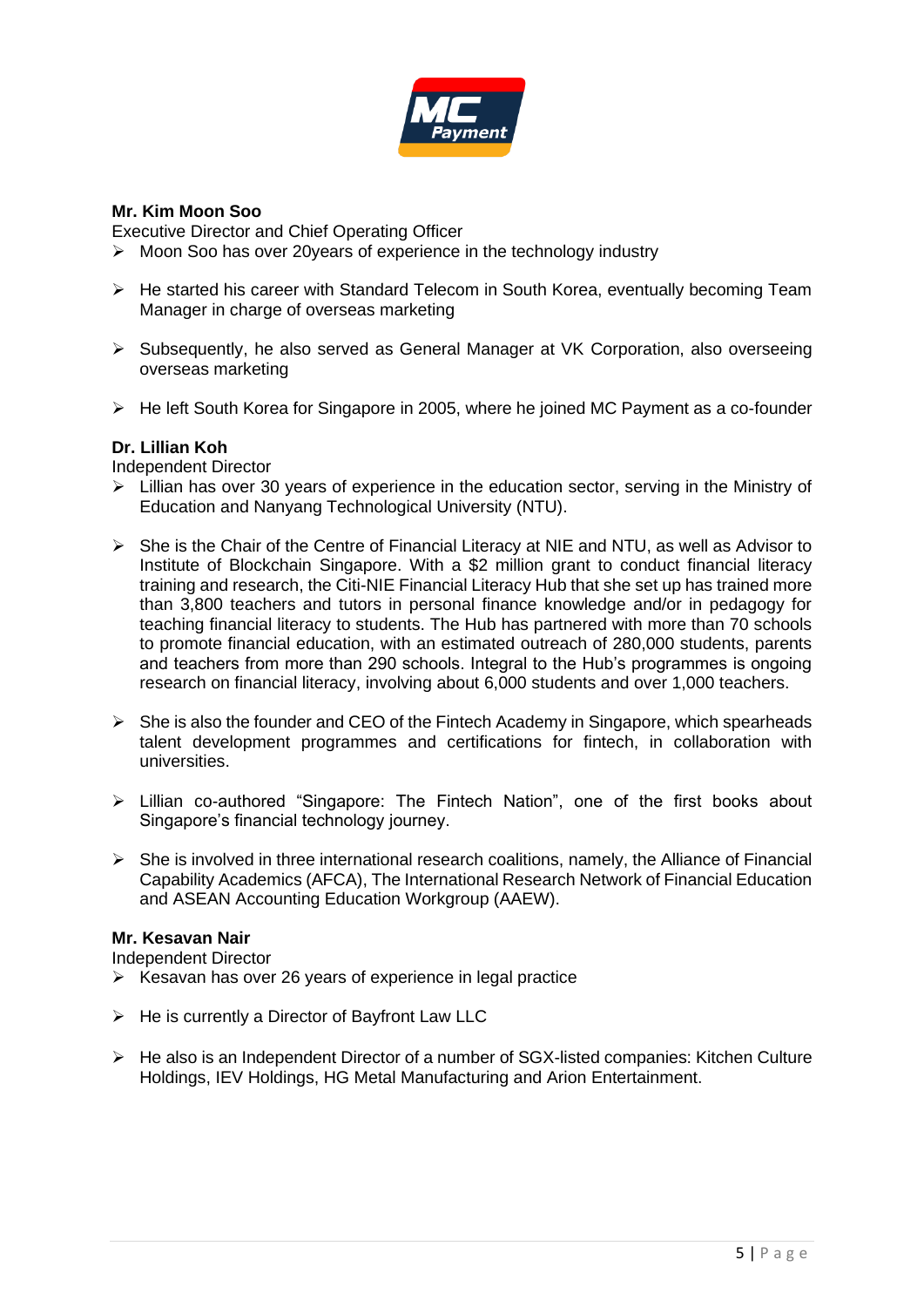**Mr. Kim Moon Soo**

Executive Director and Chief Operating Officer

- Moon Soo has over 20years of experience in the technology industry
- He started his career with Standard Telecom in South Korea, eventually becoming Team Manager in charge of overseas marketing
- Subsequently, he also served as General Manager at VK Corporation, also overseeing overseas marketing
- He left South Korea for Singapore in 2005, where he joined MC Payment as a co-founder

**Dr. Lillian Koh**

Independent Director

- Lillian has over 30 years of experience in the education sector, serving in the Ministry of Education and Nanyang Technological University (NTU).
- She is the Chair of the Centre of Financial Literacy at NIE and NTU, as well as Advisor to Institute of Blockchain Singapore. With a $2 million grant to conduct financial literacy training and research, the Citi-NIE Financial Literacy Hub that she set up has trained more than 3,800 teachers and tutors in personal finance knowledge and/or in pedagogy for teaching financial literacy to students. The Hub has partnered with more than 70 schools to promote financial education, with an estimated outreach of 280,000 students, parents and teachers from more than 290 schools. Integral to the Hub's programmes is ongoing research on financial literacy, involving about 6,000 students and over 1,000 teachers.
- She is also the founder and CEO of the Fintech Academy in Singapore, which spearheads talent development programmes and certifications for fintech, in collaboration with universities.
- Lillian co-authored "Singapore: The Fintech Nation", one of the first books about Singapore's financial technology journey.
- She is involved in three international research coalitions, namely, the Alliance of Financial Capability Academics (AFCA), The International Research Network of Financial Education and ASEAN Accounting Education Workgroup (AAEW).

**Mr. Kesavan Nair**

Independent Director

- Kesavan has over 26 years of experience in legal practice
- He is currently a Director of Bayfront Law LLC
- He also is an Independent Director of a number of SGX-listed companies: Kitchen Culture Holdings, IEV Holdings, HG Metal Manufacturing and Arion Entertainment.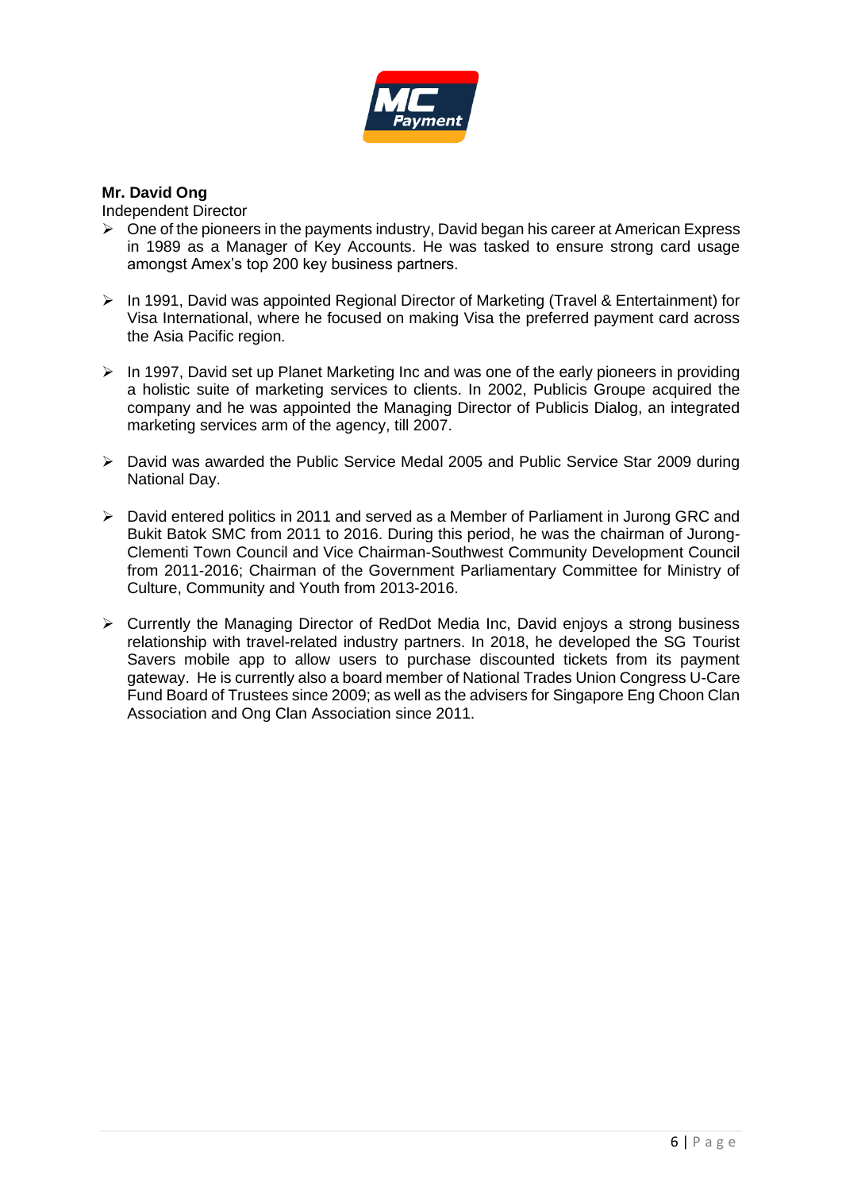**Mr. David Ong**

Independent Director

- One of the pioneers in the payments industry, David began his career at American Express in 1989 as a Manager of Key Accounts. He was tasked to ensure strong card usage amongst Amex's top 200 key business partners.

- In 1991, David was appointed Regional Director of Marketing (Travel & Entertainment) for Visa International, where he focused on making Visa the preferred payment card across the Asia Pacific region.

- In 1997, David set up Planet Marketing Inc and was one of the early pioneers in providing a holistic suite of marketing services to clients. In 2002, Publicis Groupe acquired the company and he was appointed the Managing Director of Publicis Dialog, an integrated marketing services arm of the agency, till 2007.

- David was awarded the Public Service Medal 2005 and Public Service Star 2009 during National Day.

- David entered politics in 2011 and served as a Member of Parliament in Jurong GRC and Bukit Batok SMC from 2011 to 2016. During this period, he was the chairman of Jurong-Clementi Town Council and Vice Chairman-Southwest Community Development Council from 2011-2016; Chairman of the Government Parliamentary Committee for Ministry of Culture, Community and Youth from 2013-2016.

- Currently the Managing Director of RedDot Media Inc, David enjoys a strong business relationship with travel-related industry partners. In 2018, he developed the SG Tourist Savers mobile app to allow users to purchase discounted tickets from its payment gateway. He is currently also a board member of National Trades Union Congress U-Care Fund Board of Trustees since 2009; as well as the advisers for Singapore Eng Choon Clan Association and Ong Clan Association since 2011.